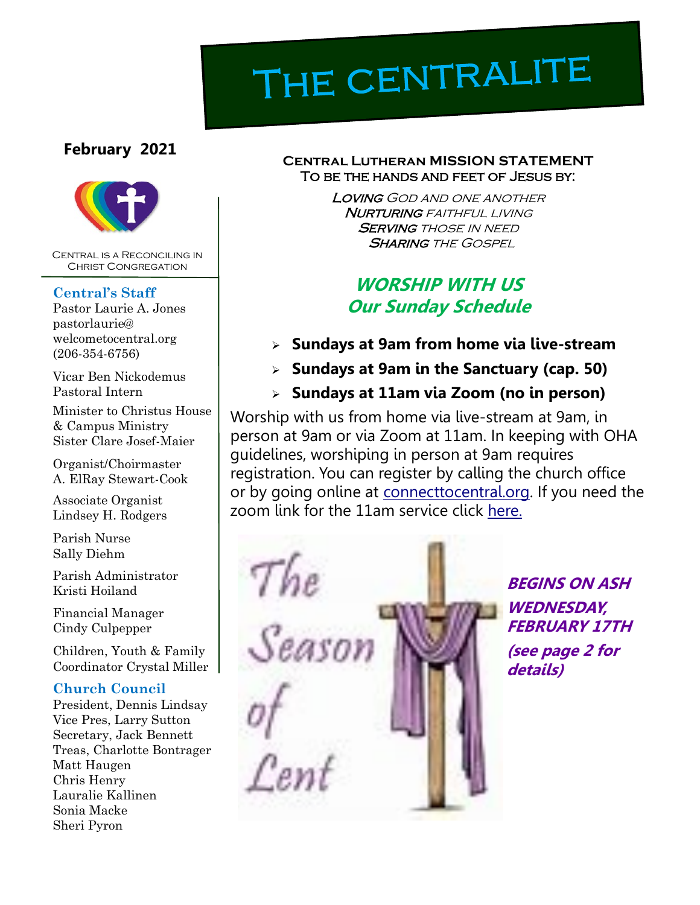# The centralite

**February 2021**

Central is a Reconciling in Christ Congregation

### Central's Staff

Pastor Laurie A. Jones
pastorlaurie@
welcometocentral.org
(206-354-6756)

Vicar Ben Nickodemus
Pastoral Intern

Minister to Christus House & Campus Ministry
Sister Clare Josef-Maier

Organist/Choirmaster
A. ElRay Stewart-Cook

Associate Organist
Lindsey H. Rodgers

Parish Nurse
Sally Diehm

Parish Administrator
Kristi Hoiland

Financial Manager
Cindy Culpepper

Children, Youth & Family Coordinator Crystal Miller

### Church Council

President, Dennis Lindsay
Vice Pres, Larry Sutton
Secretary, Jack Bennett
Treas, Charlotte Bontrager
Matt Haugen
Chris Henry
Lauralie Kallinen
Sonia Macke
Sheri Pyron

**Central Lutheran MISSION STATEMENT**
**To be the hands and feet of Jesus by:**

***Loving*** *God and one another*
***Nurturing*** *faithful living*
***Serving*** *those in need*
***Sharing*** *the Gospel*

## *WORSHIP WITH US*
## *Our Sunday Schedule*

- **Sundays at 9am from home via live-stream**
- **Sundays at 9am in the Sanctuary (cap. 50)**
- **Sundays at 11am via Zoom (no in person)**

Worship with us from home via live-stream at 9am, in person at 9am or via Zoom at 11am. In keeping with OHA guidelines, worshiping in person at 9am requires registration. You can register by calling the church office or by going online at connecttocentral.org. If you need the zoom link for the 11am service click here.

The Season of Lent

***BEGINS ON ASH WEDNESDAY, FEBRUARY 17TH***

***(see page 2 for details)***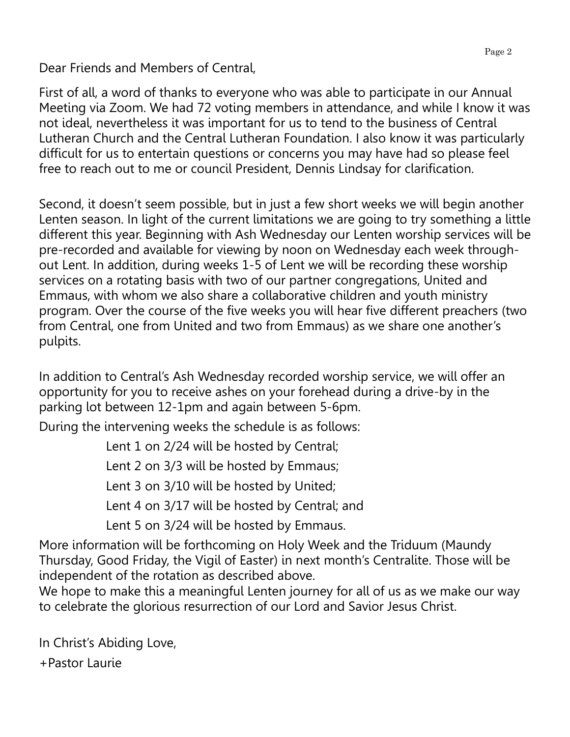Dear Friends and Members of Central,

First of all, a word of thanks to everyone who was able to participate in our Annual Meeting via Zoom. We had 72 voting members in attendance, and while I know it was not ideal, nevertheless it was important for us to tend to the business of Central Lutheran Church and the Central Lutheran Foundation. I also know it was particularly difficult for us to entertain questions or concerns you may have had so please feel free to reach out to me or council President, Dennis Lindsay for clarification.

Second, it doesn't seem possible, but in just a few short weeks we will begin another Lenten season. In light of the current limitations we are going to try something a little different this year. Beginning with Ash Wednesday our Lenten worship services will be pre-recorded and available for viewing by noon on Wednesday each week throughout Lent. In addition, during weeks 1-5 of Lent we will be recording these worship services on a rotating basis with two of our partner congregations, United and Emmaus, with whom we also share a collaborative children and youth ministry program. Over the course of the five weeks you will hear five different preachers (two from Central, one from United and two from Emmaus) as we share one another's pulpits.

In addition to Central's Ash Wednesday recorded worship service, we will offer an opportunity for you to receive ashes on your forehead during a drive-by in the parking lot between 12-1pm and again between 5-6pm.

During the intervening weeks the schedule is as follows:

Lent 1 on 2/24 will be hosted by Central;

Lent 2 on 3/3 will be hosted by Emmaus;

Lent 3 on 3/10 will be hosted by United;

Lent 4 on 3/17 will be hosted by Central; and

Lent 5 on 3/24 will be hosted by Emmaus.

More information will be forthcoming on Holy Week and the Triduum (Maundy Thursday, Good Friday, the Vigil of Easter) in next month's Centralite. Those will be independent of the rotation as described above.

We hope to make this a meaningful Lenten journey for all of us as we make our way to celebrate the glorious resurrection of our Lord and Savior Jesus Christ.

In Christ's Abiding Love,

+Pastor Laurie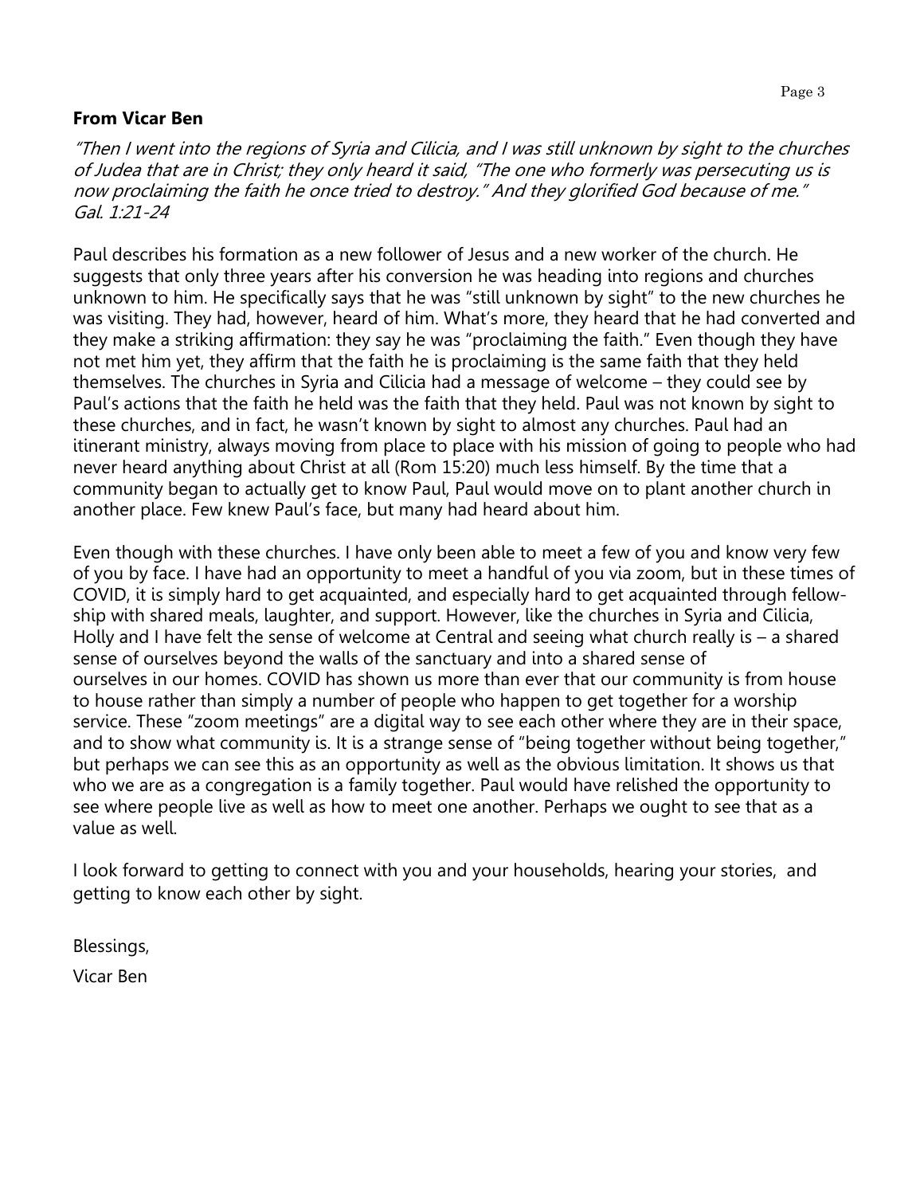**From Vicar Ben**

*"Then I went into the regions of Syria and Cilicia, and I was still unknown by sight to the churches of Judea that are in Christ; they only heard it said, "The one who formerly was persecuting us is now proclaiming the faith he once tried to destroy." And they glorified God because of me." Gal. 1:21-24*

Paul describes his formation as a new follower of Jesus and a new worker of the church. He suggests that only three years after his conversion he was heading into regions and churches unknown to him. He specifically says that he was "still unknown by sight" to the new churches he was visiting. They had, however, heard of him. What's more, they heard that he had converted and they make a striking affirmation: they say he was "proclaiming the faith." Even though they have not met him yet, they affirm that the faith he is proclaiming is the same faith that they held themselves. The churches in Syria and Cilicia had a message of welcome – they could see by Paul's actions that the faith he held was the faith that they held. Paul was not known by sight to these churches, and in fact, he wasn't known by sight to almost any churches. Paul had an itinerant ministry, always moving from place to place with his mission of going to people who had never heard anything about Christ at all (Rom 15:20) much less himself. By the time that a community began to actually get to know Paul, Paul would move on to plant another church in another place. Few knew Paul's face, but many had heard about him.

Even though with these churches. I have only been able to meet a few of you and know very few of you by face. I have had an opportunity to meet a handful of you via zoom, but in these times of COVID, it is simply hard to get acquainted, and especially hard to get acquainted through fellowship with shared meals, laughter, and support. However, like the churches in Syria and Cilicia, Holly and I have felt the sense of welcome at Central and seeing what church really is – a shared sense of ourselves beyond the walls of the sanctuary and into a shared sense of ourselves in our homes. COVID has shown us more than ever that our community is from house to house rather than simply a number of people who happen to get together for a worship service. These "zoom meetings" are a digital way to see each other where they are in their space, and to show what community is. It is a strange sense of "being together without being together," but perhaps we can see this as an opportunity as well as the obvious limitation. It shows us that who we are as a congregation is a family together. Paul would have relished the opportunity to see where people live as well as how to meet one another. Perhaps we ought to see that as a value as well.

I look forward to getting to connect with you and your households, hearing your stories, and getting to know each other by sight.

Blessings,

Vicar Ben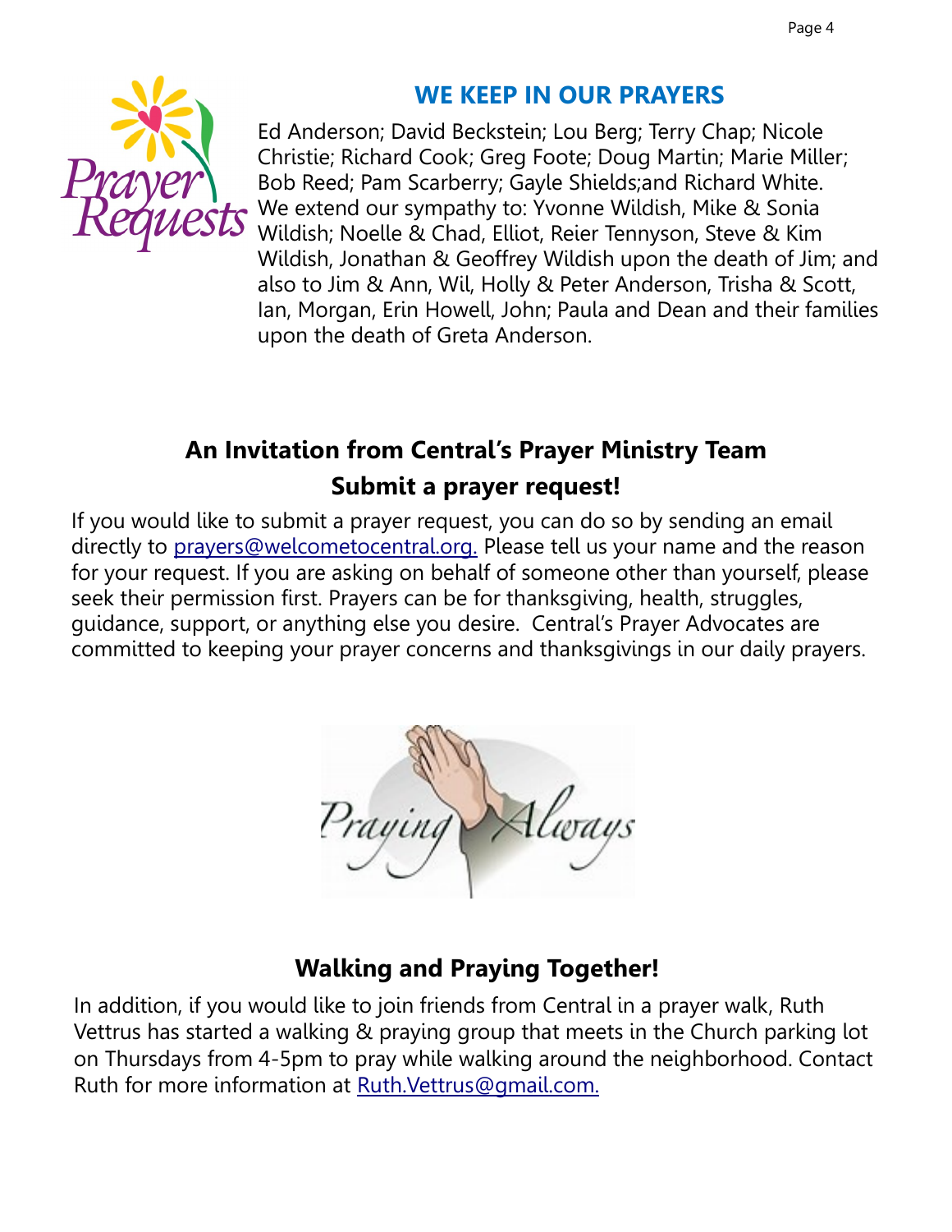## WE KEEP IN OUR PRAYERS

Ed Anderson; David Beckstein; Lou Berg; Terry Chap; Nicole Christie; Richard Cook; Greg Foote; Doug Martin; Marie Miller; Bob Reed; Pam Scarberry; Gayle Shields;and Richard White. We extend our sympathy to: Yvonne Wildish, Mike & Sonia Wildish; Noelle & Chad, Elliot, Reier Tennyson, Steve & Kim Wildish, Jonathan & Geoffrey Wildish upon the death of Jim; and also to Jim & Ann, Wil, Holly & Peter Anderson, Trisha & Scott, Ian, Morgan, Erin Howell, John; Paula and Dean and their families upon the death of Greta Anderson.

## An Invitation from Central's Prayer Ministry Team

### Submit a prayer request!

If you would like to submit a prayer request, you can do so by sending an email directly to prayers@welcometocentral.org. Please tell us your name and the reason for your request. If you are asking on behalf of someone other than yourself, please seek their permission first. Prayers can be for thanksgiving, health, struggles, guidance, support, or anything else you desire. Central's Prayer Advocates are committed to keeping your prayer concerns and thanksgivings in our daily prayers.

## Walking and Praying Together!

In addition, if you would like to join friends from Central in a prayer walk, Ruth Vettrus has started a walking & praying group that meets in the Church parking lot on Thursdays from 4-5pm to pray while walking around the neighborhood. Contact Ruth for more information at Ruth.Vettrus@gmail.com.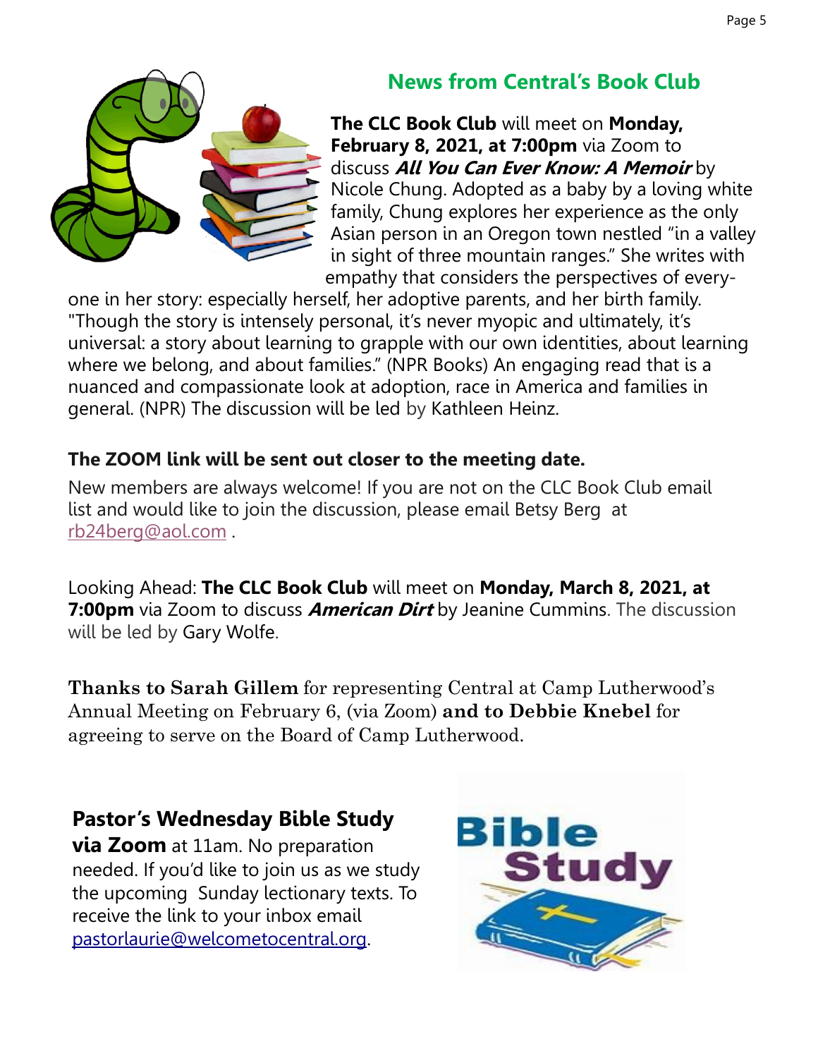## News from Central's Book Club

**The CLC Book Club** will meet on **Monday, February 8, 2021, at 7:00pm** via Zoom to discuss ***All You Can Ever Know: A Memoir*** by Nicole Chung. Adopted as a baby by a loving white family, Chung explores her experience as the only Asian person in an Oregon town nestled "in a valley in sight of three mountain ranges." She writes with empathy that considers the perspectives of everyone in her story: especially herself, her adoptive parents, and her birth family. "Though the story is intensely personal, it's never myopic and ultimately, it's universal: a story about learning to grapple with our own identities, about learning where we belong, and about families." (NPR Books) An engaging read that is a nuanced and compassionate look at adoption, race in America and families in general. (NPR) The discussion will be led by Kathleen Heinz.

**The ZOOM link will be sent out closer to the meeting date.**

New members are always welcome! If you are not on the CLC Book Club email list and would like to join the discussion, please email Betsy Berg at rb24berg@aol.com .

Looking Ahead: **The CLC Book Club** will meet on **Monday, March 8, 2021, at 7:00pm** via Zoom to discuss ***American Dirt*** by Jeanine Cummins. The discussion will be led by Gary Wolfe.

**Thanks to Sarah Gillem** for representing Central at Camp Lutherwood's Annual Meeting on February 6, (via Zoom) **and to Debbie Knebel** for agreeing to serve on the Board of Camp Lutherwood.

## Pastor's Wednesday Bible Study

**via Zoom** at 11am. No preparation needed. If you'd like to join us as we study the upcoming Sunday lectionary texts. To receive the link to your inbox email pastorlaurie@welcometocentral.org.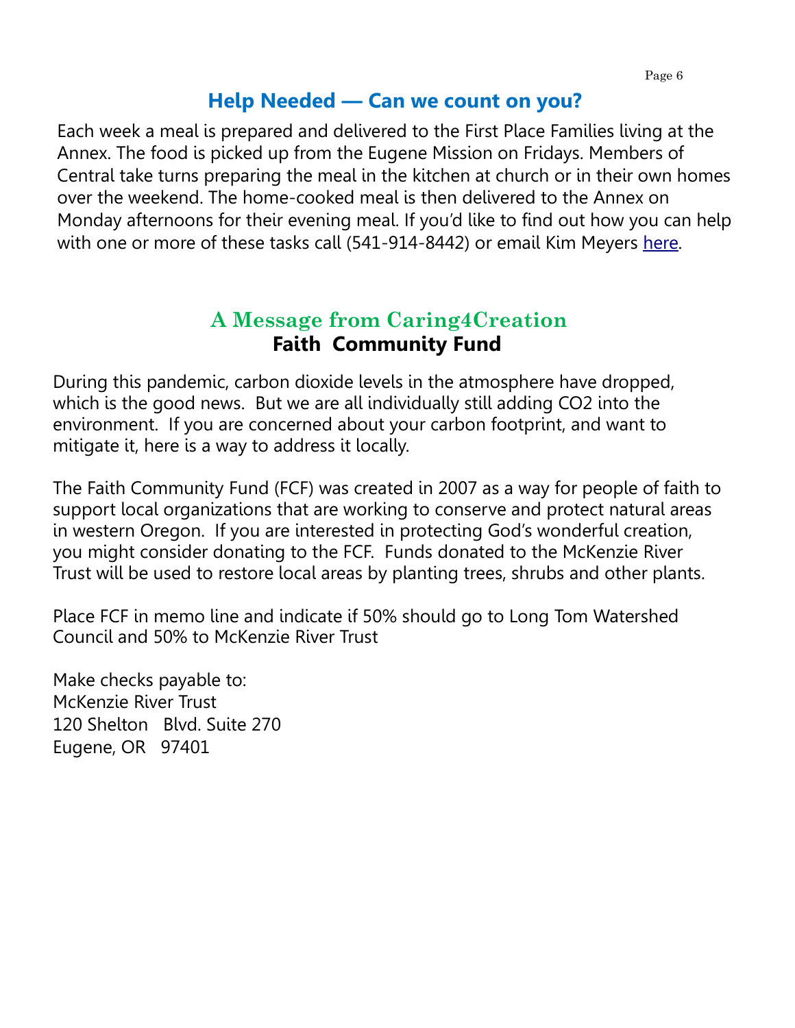## Help Needed — Can we count on you?

Each week a meal is prepared and delivered to the First Place Families living at the Annex. The food is picked up from the Eugene Mission on Fridays. Members of Central take turns preparing the meal in the kitchen at church or in their own homes over the weekend. The home-cooked meal is then delivered to the Annex on Monday afternoons for their evening meal. If you'd like to find out how you can help with one or more of these tasks call (541-914-8442) or email Kim Meyers here.

## A Message from Caring4Creation

### Faith Community Fund

During this pandemic, carbon dioxide levels in the atmosphere have dropped, which is the good news. But we are all individually still adding $CO_2$ into the environment. If you are concerned about your carbon footprint, and want to mitigate it, here is a way to address it locally.

The Faith Community Fund (FCF) was created in 2007 as a way for people of faith to support local organizations that are working to conserve and protect natural areas in western Oregon. If you are interested in protecting God's wonderful creation, you might consider donating to the FCF. Funds donated to the McKenzie River Trust will be used to restore local areas by planting trees, shrubs and other plants.

Place FCF in memo line and indicate if 50% should go to Long Tom Watershed Council and 50% to McKenzie River Trust

Make checks payable to:
McKenzie River Trust
120 Shelton Blvd. Suite 270
Eugene, OR 97401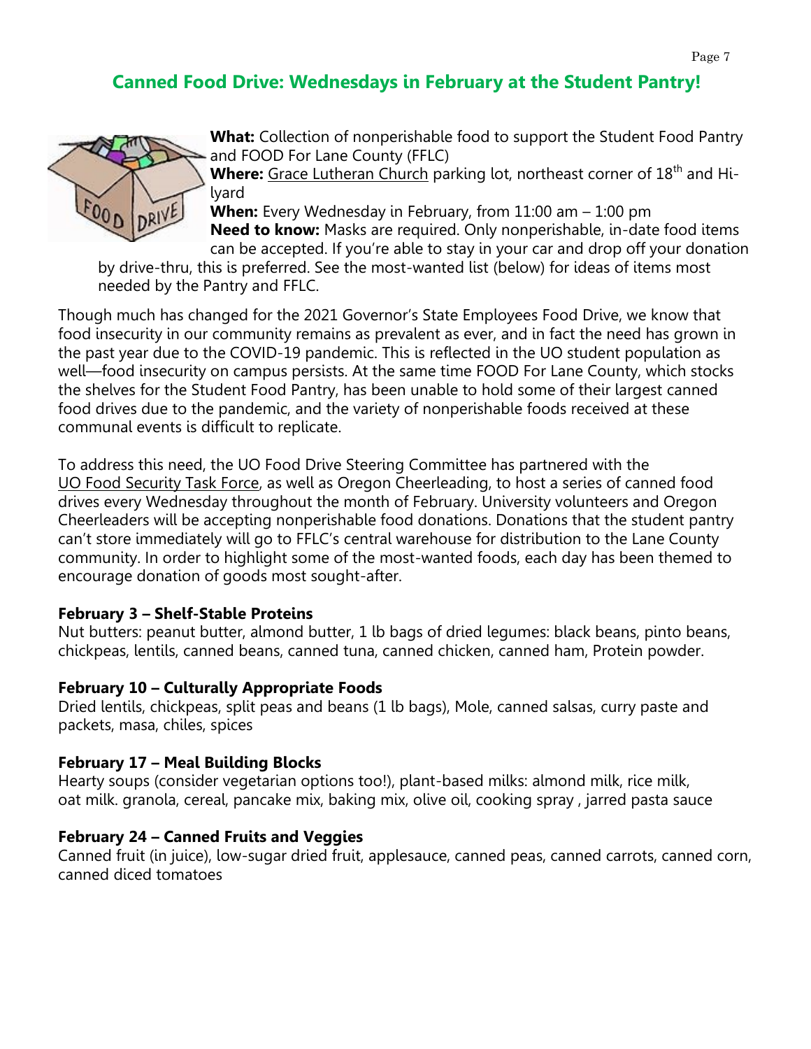## Canned Food Drive: Wednesdays in February at the Student Pantry!

**What:** Collection of nonperishable food to support the Student Food Pantry and FOOD For Lane County (FFLC)
**Where:** Grace Lutheran Church parking lot, northeast corner of 18th and Hilyard
**When:** Every Wednesday in February, from 11:00 am – 1:00 pm
**Need to know:** Masks are required. Only nonperishable, in-date food items can be accepted. If you're able to stay in your car and drop off your donation by drive-thru, this is preferred. See the most-wanted list (below) for ideas of items most needed by the Pantry and FFLC.

Though much has changed for the 2021 Governor's State Employees Food Drive, we know that food insecurity in our community remains as prevalent as ever, and in fact the need has grown in the past year due to the COVID-19 pandemic. This is reflected in the UO student population as well—food insecurity on campus persists. At the same time FOOD For Lane County, which stocks the shelves for the Student Food Pantry, has been unable to hold some of their largest canned food drives due to the pandemic, and the variety of nonperishable foods received at these communal events is difficult to replicate.

To address this need, the UO Food Drive Steering Committee has partnered with the UO Food Security Task Force, as well as Oregon Cheerleading, to host a series of canned food drives every Wednesday throughout the month of February. University volunteers and Oregon Cheerleaders will be accepting nonperishable food donations. Donations that the student pantry can't store immediately will go to FFLC's central warehouse for distribution to the Lane County community. In order to highlight some of the most-wanted foods, each day has been themed to encourage donation of goods most sought-after.

**February 3 – Shelf-Stable Proteins**
Nut butters: peanut butter, almond butter, 1 lb bags of dried legumes: black beans, pinto beans, chickpeas, lentils, canned beans, canned tuna, canned chicken, canned ham, Protein powder.

**February 10 – Culturally Appropriate Foods**
Dried lentils, chickpeas, split peas and beans (1 lb bags), Mole, canned salsas, curry paste and packets, masa, chiles, spices

**February 17 – Meal Building Blocks**
Hearty soups (consider vegetarian options too!), plant-based milks: almond milk, rice milk, oat milk. granola, cereal, pancake mix, baking mix, olive oil, cooking spray , jarred pasta sauce

**February 24 – Canned Fruits and Veggies**
Canned fruit (in juice), low-sugar dried fruit, applesauce, canned peas, canned carrots, canned corn, canned diced tomatoes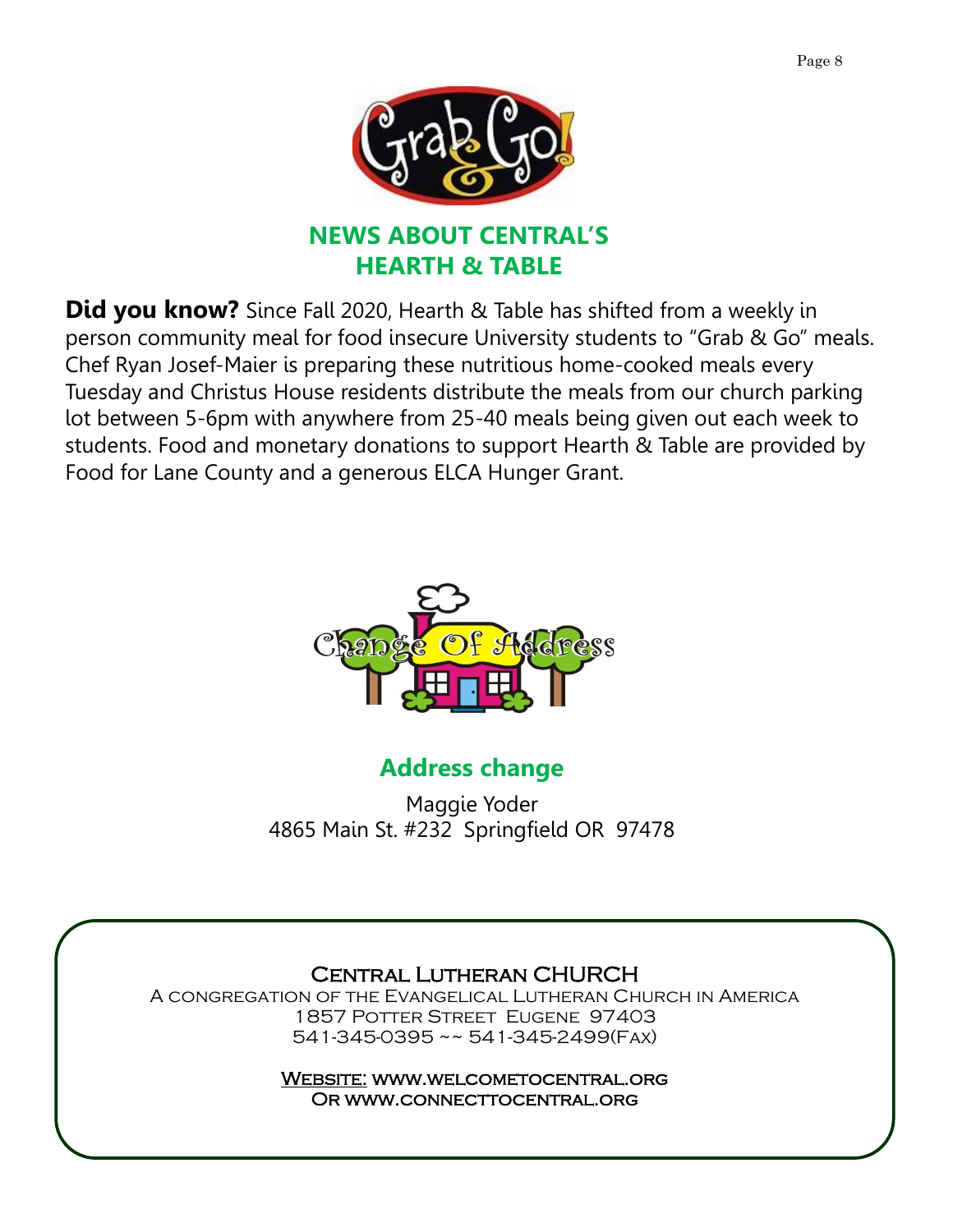## NEWS ABOUT CENTRAL'S HEARTH & TABLE

**Did you know?** Since Fall 2020, Hearth & Table has shifted from a weekly in person community meal for food insecure University students to "Grab & Go" meals. Chef Ryan Josef-Maier is preparing these nutritious home-cooked meals every Tuesday and Christus House residents distribute the meals from our church parking lot between 5-6pm with anywhere from 25-40 meals being given out each week to students. Food and monetary donations to support Hearth & Table are provided by Food for Lane County and a generous ELCA Hunger Grant.

## Address change

Maggie Yoder
4865 Main St. #232 Springfield OR 97478

**Central Lutheran CHURCH**
A congregation of the Evangelical Lutheran Church in America
1857 Potter Street Eugene 97403
541-345-0395 ~~ 541-345-2499(Fax)

Website: www.welcometocentral.org
Or www.connecttocentral.org